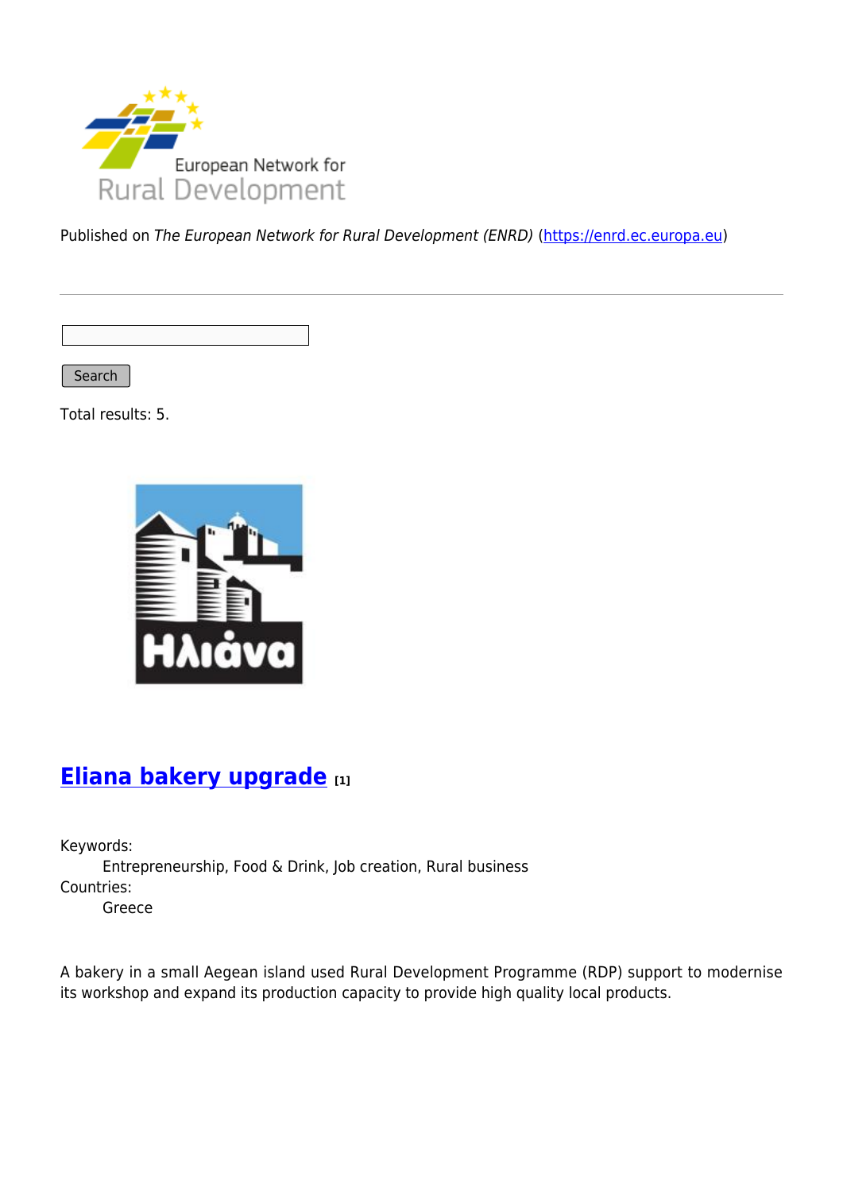Published on *The European Network for Rural Development (ENRD)* (https://enrd.ec.europa.eu)

Search

Total results: 5.

## Eliana bakery upgrade [1]

Keywords:
Entrepreneurship, Food & Drink, Job creation, Rural business

Countries:
Greece

A bakery in a small Aegean island used Rural Development Programme (RDP) support to modernise its workshop and expand its production capacity to provide high quality local products.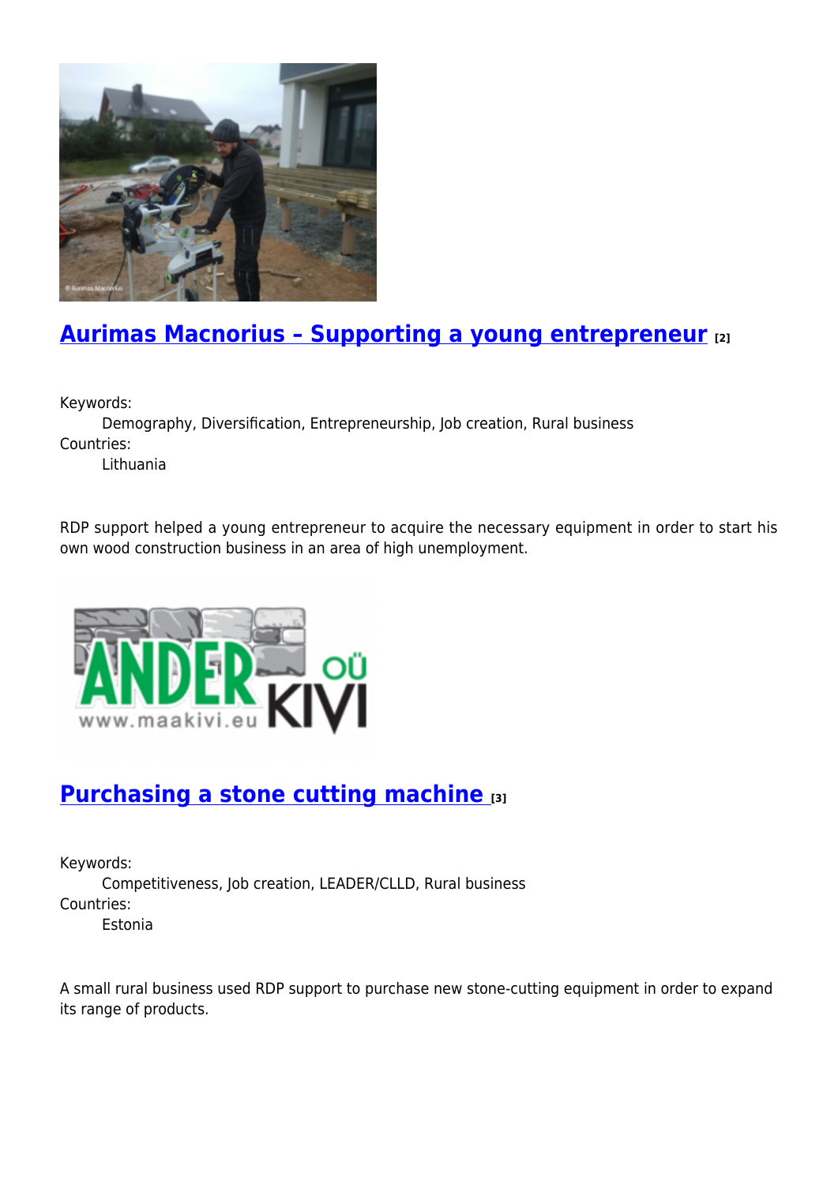## [Aurimas Macnorius – Supporting a young entrepreneur [2]]

Keywords:
  Demography, Diversification, Entrepreneurship, Job creation, Rural business
Countries:
  Lithuania

RDP support helped a young entrepreneur to acquire the necessary equipment in order to start his own wood construction business in an area of high unemployment.

## [Purchasing a stone cutting machine [3]]

Keywords:
  Competitiveness, Job creation, LEADER/CLLD, Rural business
Countries:
  Estonia

A small rural business used RDP support to purchase new stone-cutting equipment in order to expand its range of products.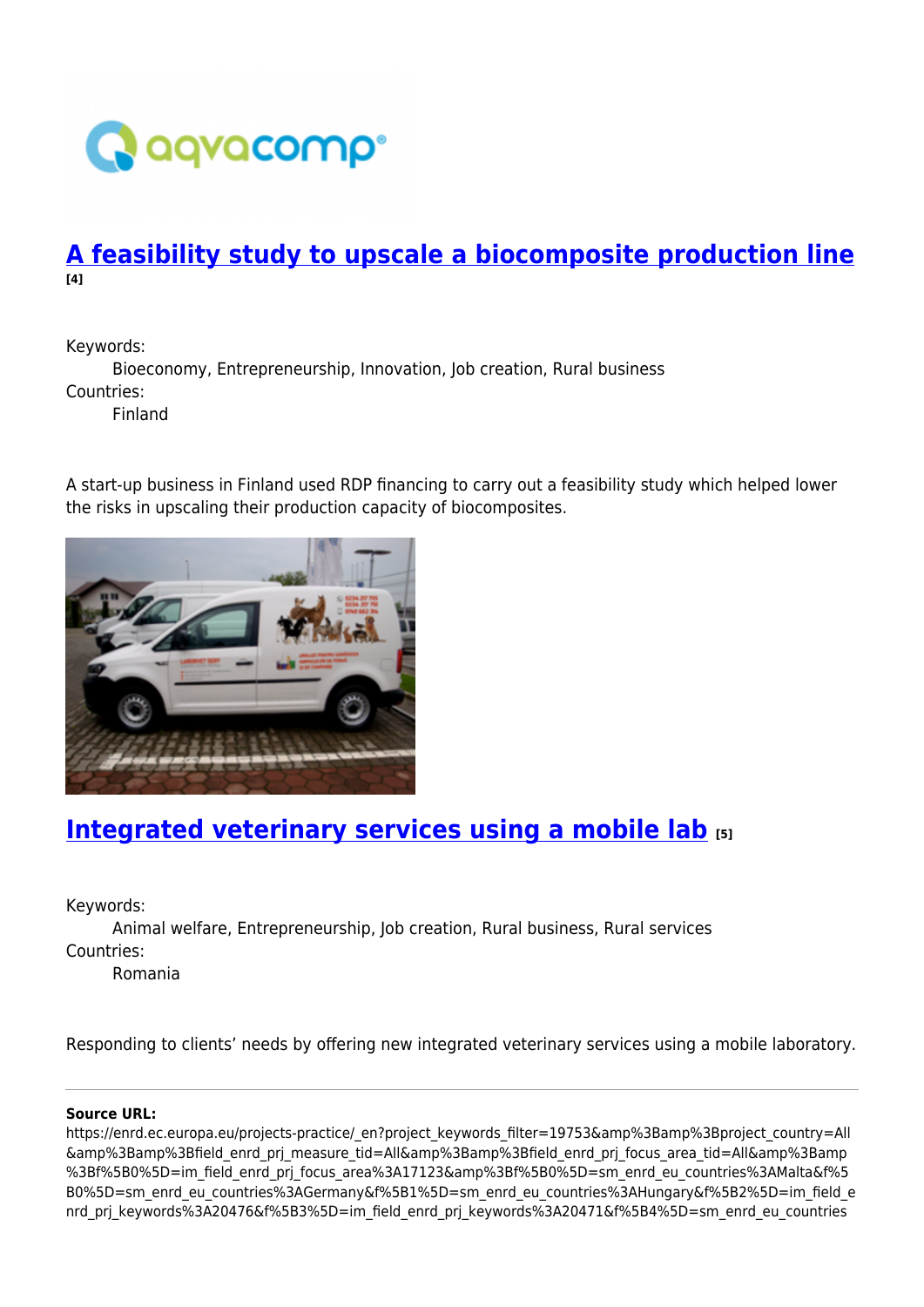## [A feasibility study to upscale a biocomposite production line](#) [4]

Keywords:

Bioeconomy, Entrepreneurship, Innovation, Job creation, Rural business

Countries:

Finland

A start-up business in Finland used RDP financing to carry out a feasibility study which helped lower the risks in upscaling their production capacity of biocomposites.

## [Integrated veterinary services using a mobile lab](#) [5]

Keywords:

Animal welfare, Entrepreneurship, Job creation, Rural business, Rural services

Countries:

Romania

Responding to clients' needs by offering new integrated veterinary services using a mobile laboratory.

---

**Source URL:** https://enrd.ec.europa.eu/projects-practice/_en?project_keywords_filter=19753&amp%3Bamp%3Bproject_country=All&amp%3Bamp%3Bfield_enrd_prj_measure_tid=All&amp%3Bamp%3Bfield_enrd_prj_focus_area_tid=All&amp%3Bamp%3Bf%5B0%5D=im_field_enrd_prj_focus_area%3A17123&amp%3Bf%5B0%5D=sm_enrd_eu_countries%3AMalta&f%5B0%5D=sm_enrd_eu_countries%3AGermany&f%5B1%5D=sm_enrd_eu_countries%3AHungary&f%5B2%5D=im_field_enrd_prj_keywords%3A20476&f%5B3%5D=im_field_enrd_prj_keywords%3A20471&f%5B4%5D=sm_enrd_eu_countries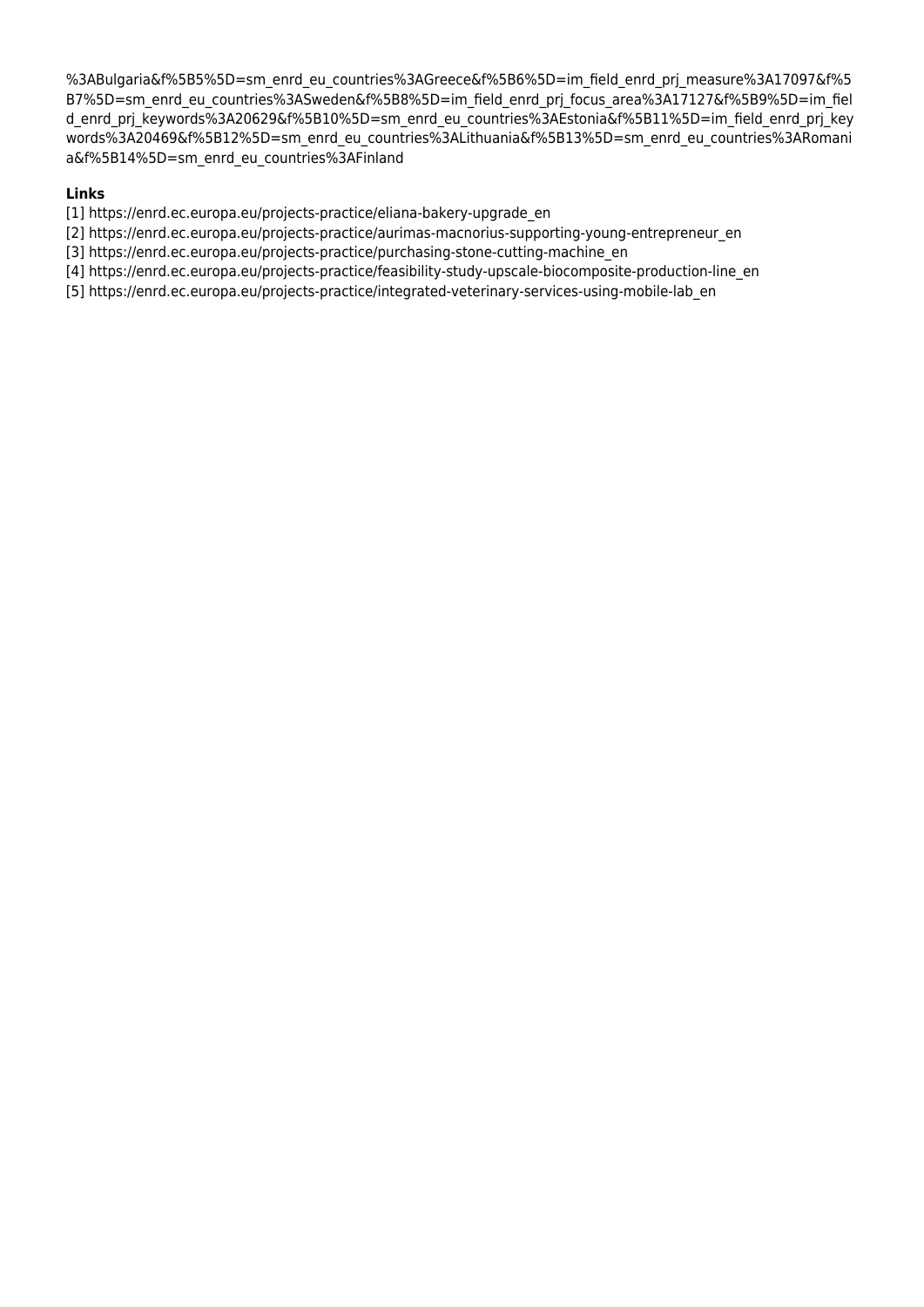%3ABulgaria&f%5B5%5D=sm_enrd_eu_countries%3AGreece&f%5B6%5D=im_field_enrd_prj_measure%3A17097&f%5B7%5D=sm_enrd_eu_countries%3ASweden&f%5B8%5D=im_field_enrd_prj_focus_area%3A17127&f%5B9%5D=im_field_enrd_prj_keywords%3A20629&f%5B10%5D=sm_enrd_eu_countries%3AEstonia&f%5B11%5D=im_field_enrd_prj_keywords%3A20469&f%5B12%5D=sm_enrd_eu_countries%3ALithuania&f%5B13%5D=sm_enrd_eu_countries%3ARomania&f%5B14%5D=sm_enrd_eu_countries%3AFinland

**Links**

[1] https://enrd.ec.europa.eu/projects-practice/eliana-bakery-upgrade_en
[2] https://enrd.ec.europa.eu/projects-practice/aurimas-macnorius-supporting-young-entrepreneur_en
[3] https://enrd.ec.europa.eu/projects-practice/purchasing-stone-cutting-machine_en
[4] https://enrd.ec.europa.eu/projects-practice/feasibility-study-upscale-biocomposite-production-line_en
[5] https://enrd.ec.europa.eu/projects-practice/integrated-veterinary-services-using-mobile-lab_en